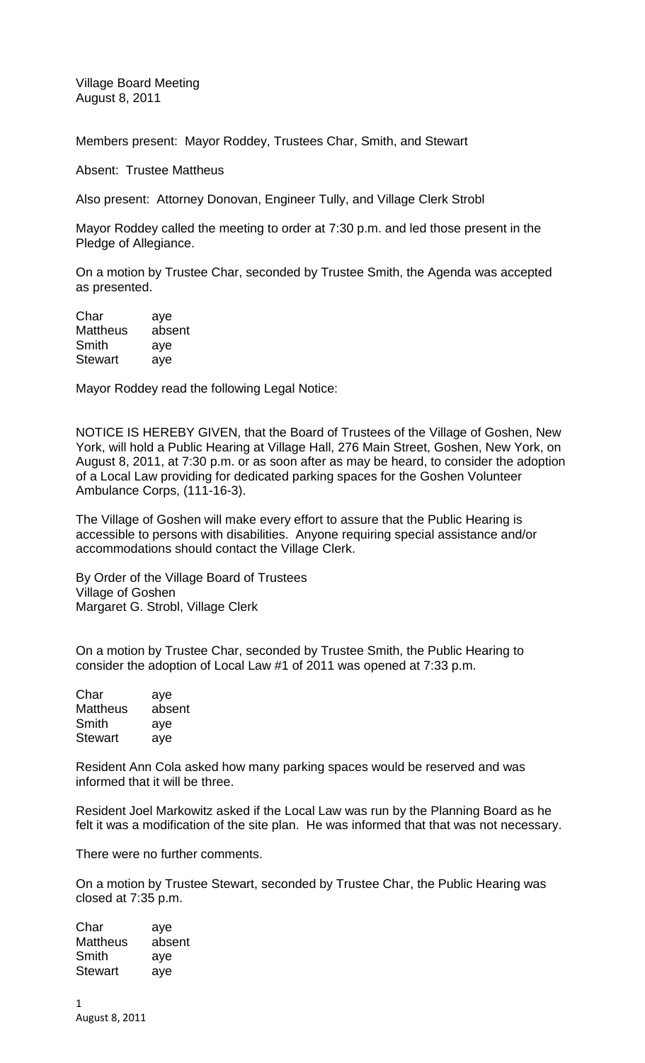Village Board Meeting
August 8, 2011

Members present: Mayor Roddey, Trustees Char, Smith, and Stewart

Absent: Trustee Mattheus

Also present: Attorney Donovan, Engineer Tully, and Village Clerk Strobl

Mayor Roddey called the meeting to order at 7:30 p.m. and led those present in the Pledge of Allegiance.

On a motion by Trustee Char, seconded by Trustee Smith, the Agenda was accepted as presented.

| | |
|---|---|
| Char | aye |
| Mattheus | absent |
| Smith | aye |
| Stewart | aye |

Mayor Roddey read the following Legal Notice:

NOTICE IS HEREBY GIVEN, that the Board of Trustees of the Village of Goshen, New York, will hold a Public Hearing at Village Hall, 276 Main Street, Goshen, New York, on August 8, 2011, at 7:30 p.m. or as soon after as may be heard, to consider the adoption of a Local Law providing for dedicated parking spaces for the Goshen Volunteer Ambulance Corps, (111-16-3).

The Village of Goshen will make every effort to assure that the Public Hearing is accessible to persons with disabilities. Anyone requiring special assistance and/or accommodations should contact the Village Clerk.

By Order of the Village Board of Trustees
Village of Goshen
Margaret G. Strobl, Village Clerk

On a motion by Trustee Char, seconded by Trustee Smith, the Public Hearing to consider the adoption of Local Law #1 of 2011 was opened at 7:33 p.m.

| | |
|---|---|
| Char | aye |
| Mattheus | absent |
| Smith | aye |
| Stewart | aye |

Resident Ann Cola asked how many parking spaces would be reserved and was informed that it will be three.

Resident Joel Markowitz asked if the Local Law was run by the Planning Board as he felt it was a modification of the site plan. He was informed that that was not necessary.

There were no further comments.

On a motion by Trustee Stewart, seconded by Trustee Char, the Public Hearing was closed at 7:35 p.m.

| | |
|---|---|
| Char | aye |
| Mattheus | absent |
| Smith | aye |
| Stewart | aye |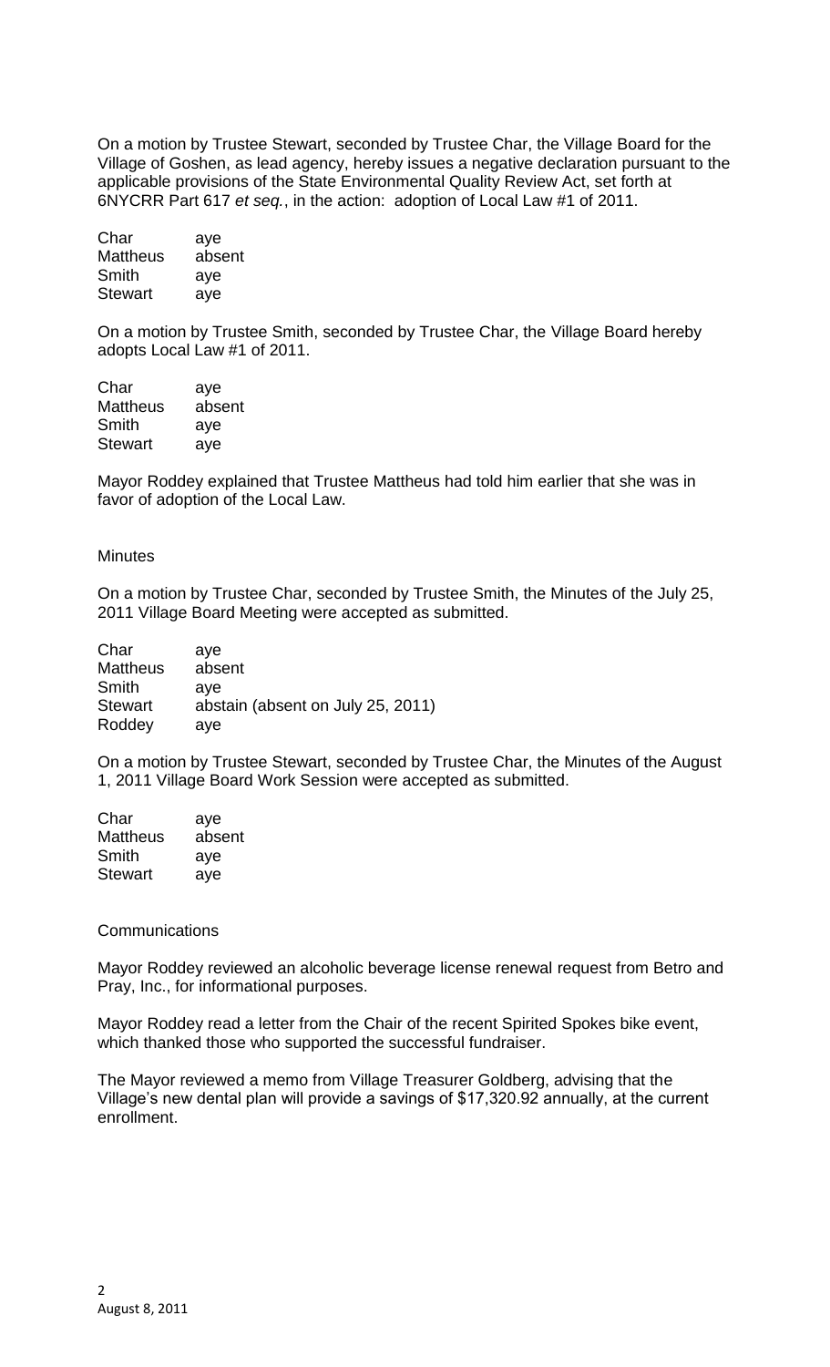On a motion by Trustee Stewart, seconded by Trustee Char, the Village Board for the Village of Goshen, as lead agency, hereby issues a negative declaration pursuant to the applicable provisions of the State Environmental Quality Review Act, set forth at 6NYCRR Part 617 *et seq.*, in the action: adoption of Local Law #1 of 2011.

| | |
|---|---|
| Char | aye |
| Mattheus | absent |
| Smith | aye |
| Stewart | aye |

On a motion by Trustee Smith, seconded by Trustee Char, the Village Board hereby adopts Local Law #1 of 2011.

| | |
|---|---|
| Char | aye |
| Mattheus | absent |
| Smith | aye |
| Stewart | aye |

Mayor Roddey explained that Trustee Mattheus had told him earlier that she was in favor of adoption of the Local Law.

Minutes

On a motion by Trustee Char, seconded by Trustee Smith, the Minutes of the July 25, 2011 Village Board Meeting were accepted as submitted.

| | |
|---|---|
| Char | aye |
| Mattheus | absent |
| Smith | aye |
| Stewart | abstain (absent on July 25, 2011) |
| Roddey | aye |

On a motion by Trustee Stewart, seconded by Trustee Char, the Minutes of the August 1, 2011 Village Board Work Session were accepted as submitted.

| | |
|---|---|
| Char | aye |
| Mattheus | absent |
| Smith | aye |
| Stewart | aye |

Communications

Mayor Roddey reviewed an alcoholic beverage license renewal request from Betro and Pray, Inc., for informational purposes.

Mayor Roddey read a letter from the Chair of the recent Spirited Spokes bike event, which thanked those who supported the successful fundraiser.

The Mayor reviewed a memo from Village Treasurer Goldberg, advising that the Village's new dental plan will provide a savings of $17,320.92 annually, at the current enrollment.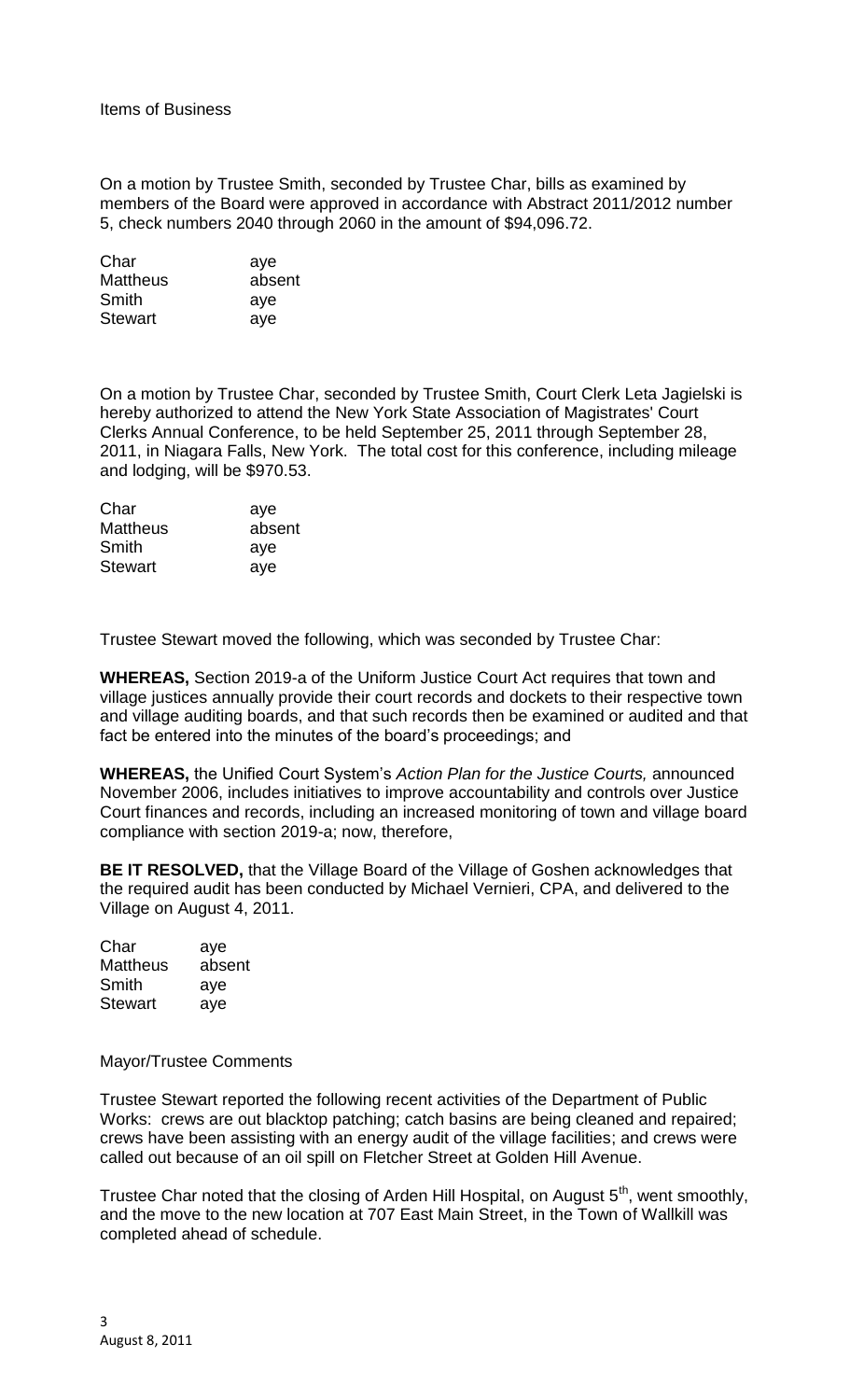Items of Business

On a motion by Trustee Smith, seconded by Trustee Char, bills as examined by members of the Board were approved in accordance with Abstract 2011/2012 number 5, check numbers 2040 through 2060 in the amount of $94,096.72.

| | |
|---|---|
| Char | aye |
| Mattheus | absent |
| Smith | aye |
| Stewart | aye |

On a motion by Trustee Char, seconded by Trustee Smith, Court Clerk Leta Jagielski is hereby authorized to attend the New York State Association of Magistrates' Court Clerks Annual Conference, to be held September 25, 2011 through September 28, 2011, in Niagara Falls, New York. The total cost for this conference, including mileage and lodging, will be $970.53.

| | |
|---|---|
| Char | aye |
| Mattheus | absent |
| Smith | aye |
| Stewart | aye |

Trustee Stewart moved the following, which was seconded by Trustee Char:

**WHEREAS,** Section 2019-a of the Uniform Justice Court Act requires that town and village justices annually provide their court records and dockets to their respective town and village auditing boards, and that such records then be examined or audited and that fact be entered into the minutes of the board's proceedings; and

**WHEREAS,** the Unified Court System's *Action Plan for the Justice Courts,* announced November 2006, includes initiatives to improve accountability and controls over Justice Court finances and records, including an increased monitoring of town and village board compliance with section 2019-a; now, therefore,

**BE IT RESOLVED,** that the Village Board of the Village of Goshen acknowledges that the required audit has been conducted by Michael Vernieri, CPA, and delivered to the Village on August 4, 2011.

| | |
|---|---|
| Char | aye |
| Mattheus | absent |
| Smith | aye |
| Stewart | aye |

Mayor/Trustee Comments

Trustee Stewart reported the following recent activities of the Department of Public Works: crews are out blacktop patching; catch basins are being cleaned and repaired; crews have been assisting with an energy audit of the village facilities; and crews were called out because of an oil spill on Fletcher Street at Golden Hill Avenue.

Trustee Char noted that the closing of Arden Hill Hospital, on August 5th, went smoothly, and the move to the new location at 707 East Main Street, in the Town of Wallkill was completed ahead of schedule.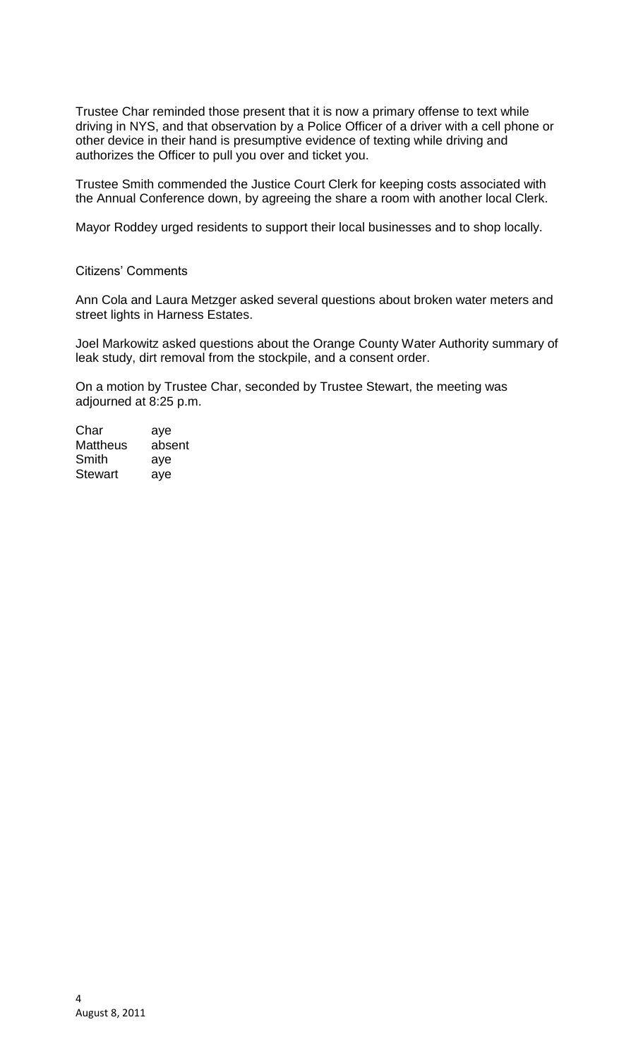Trustee Char reminded those present that it is now a primary offense to text while driving in NYS, and that observation by a Police Officer of a driver with a cell phone or other device in their hand is presumptive evidence of texting while driving and authorizes the Officer to pull you over and ticket you.

Trustee Smith commended the Justice Court Clerk for keeping costs associated with the Annual Conference down, by agreeing the share a room with another local Clerk.

Mayor Roddey urged residents to support their local businesses and to shop locally.

Citizens' Comments

Ann Cola and Laura Metzger asked several questions about broken water meters and street lights in Harness Estates.

Joel Markowitz asked questions about the Orange County Water Authority summary of leak study, dirt removal from the stockpile, and a consent order.

On a motion by Trustee Char, seconded by Trustee Stewart, the meeting was adjourned at 8:25 p.m.

| | |
|---|---|
| Char | aye |
| Mattheus | absent |
| Smith | aye |
| Stewart | aye |